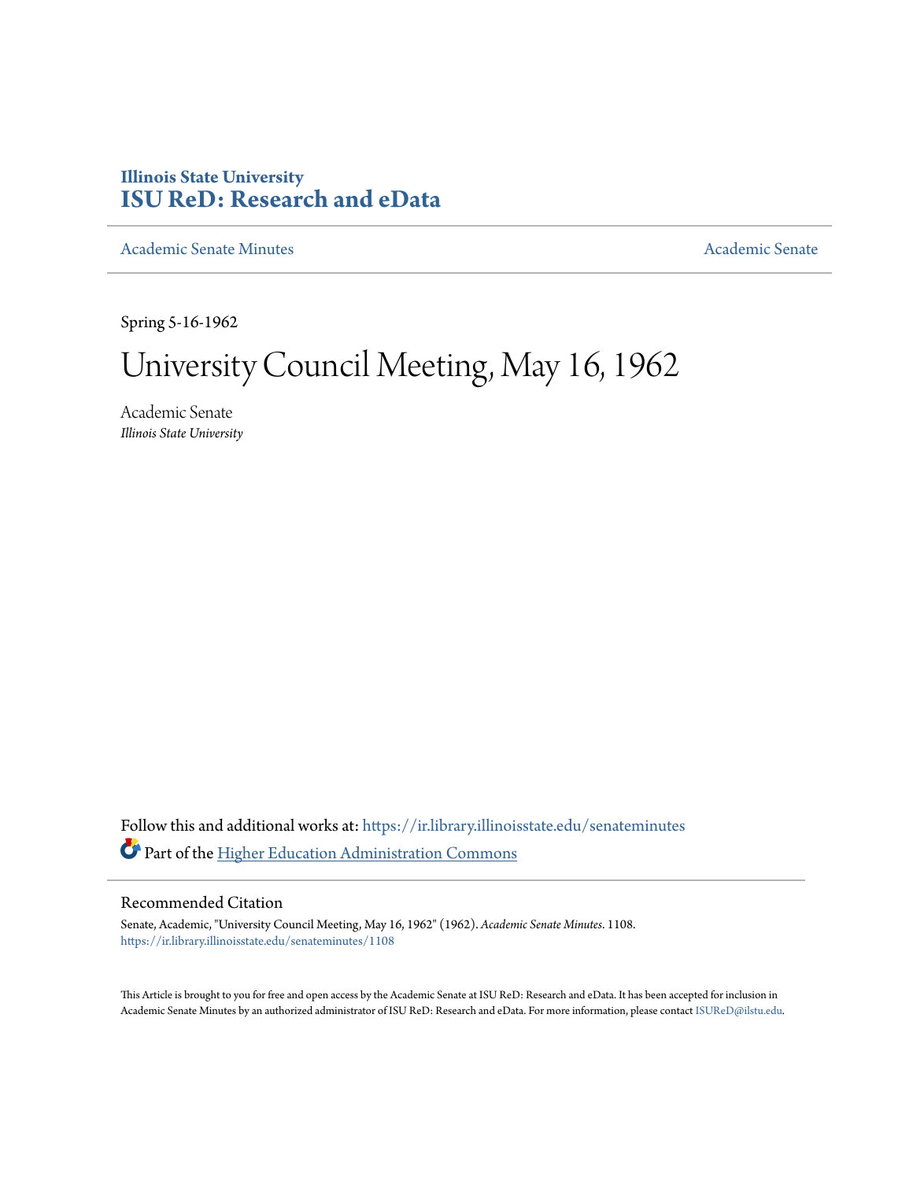**Illinois State University**
**ISU ReD: Research and eData**

Academic Senate Minutes | Academic Senate

Spring 5-16-1962

# University Council Meeting, May 16, 1962

Academic Senate
*Illinois State University*

Follow this and additional works at: https://ir.library.illinoisstate.edu/senateminutes

Part of the Higher Education Administration Commons

## Recommended Citation

Senate, Academic, "University Council Meeting, May 16, 1962" (1962). *Academic Senate Minutes*. 1108.
https://ir.library.illinoisstate.edu/senateminutes/1108

This Article is brought to you for free and open access by the Academic Senate at ISU ReD: Research and eData. It has been accepted for inclusion in Academic Senate Minutes by an authorized administrator of ISU ReD: Research and eData. For more information, please contact ISUReD@ilstu.edu.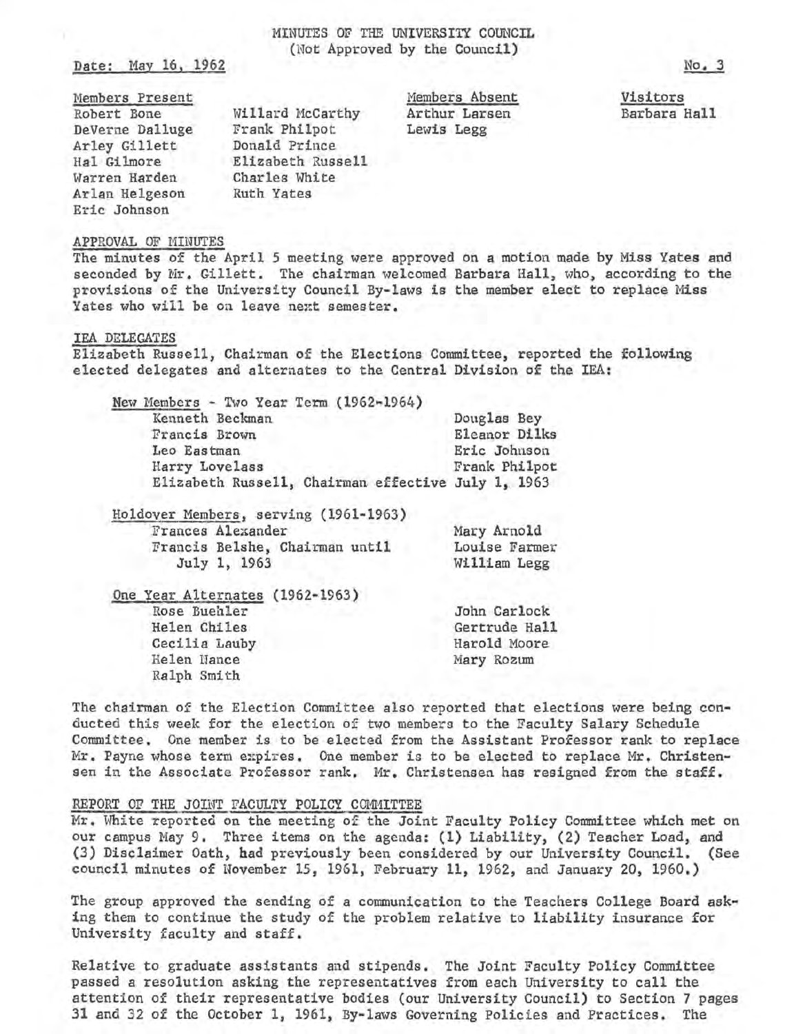# MINUTES OF THE UNIVERSITY COUNCIL
(Not Approved by the Council)

Date: May 16, 1962

No. 3

| Members Present | | Members Absent | Visitors |
|---|---|---|---|
| Robert Bone | Willard McCarthy | Arthur Larsen | Barbara Hall |
| DeVerne Dalluge | Frank Philpot | Lewis Legg | |
| Arley Gillett | Donald Prince | | |
| Hal Gilmore | Elizabeth Russell | | |
| Warren Harden | Charles White | | |
| Arlan Helgeson | Ruth Yates | | |
| Eric Johnson | | | |

## APPROVAL OF MINUTES

The minutes of the April 5 meeting were approved on a motion made by Miss Yates and seconded by Mr. Gillett. The chairman welcomed Barbara Hall, who, according to the provisions of the University Council By-laws is the member elect to replace Miss Yates who will be on leave next semester.

## IEA DELEGATES

Elizabeth Russell, Chairman of the Elections Committee, reported the following elected delegates and alternates to the Central Division of the IEA:

New Members - Two Year Term (1962-1964)

| | |
|---|---|
| Kenneth Beckman | Douglas Bey |
| Francis Brown | Eleanor Dilks |
| Leo Eastman | Eric Johnson |
| Harry Lovelass | Frank Philpot |
| Elizabeth Russell, Chairman effective July 1, 1963 | |

Holdover Members, serving (1961-1963)

| | |
|---|---|
| Frances Alexander | Mary Arnold |
| Francis Belshe, Chairman until July 1, 1963 | Louise Farmer |
| | William Legg |

One Year Alternates (1962-1963)

| | |
|---|---|
| Rose Buehler | John Carlock |
| Helen Chiles | Gertrude Hall |
| Cecilia Lauby | Harold Moore |
| Helen Hance | Mary Rozum |
| Ralph Smith | |

The chairman of the Election Committee also reported that elections were being conducted this week for the election of two members to the Faculty Salary Schedule Committee. One member is to be elected from the Assistant Professor rank to replace Mr. Payne whose term expires. One member is to be elected to replace Mr. Christensen in the Associate Professor rank. Mr. Christensen has resigned from the staff.

## REPORT OF THE JOINT FACULTY POLICY COMMITTEE

Mr. White reported on the meeting of the Joint Faculty Policy Committee which met on our campus May 9. Three items on the agenda: (1) Liability, (2) Teacher Load, and (3) Disclaimer Oath, had previously been considered by our University Council. (See council minutes of November 15, 1961, February 11, 1962, and January 20, 1960.)

The group approved the sending of a communication to the Teachers College Board asking them to continue the study of the problem relative to liability insurance for University faculty and staff.

Relative to graduate assistants and stipends. The Joint Faculty Policy Committee passed a resolution asking the representatives from each University to call the attention of their representative bodies (our University Council) to Section 7 pages 31 and 32 of the October 1, 1961, By-laws Governing Policies and Practices. The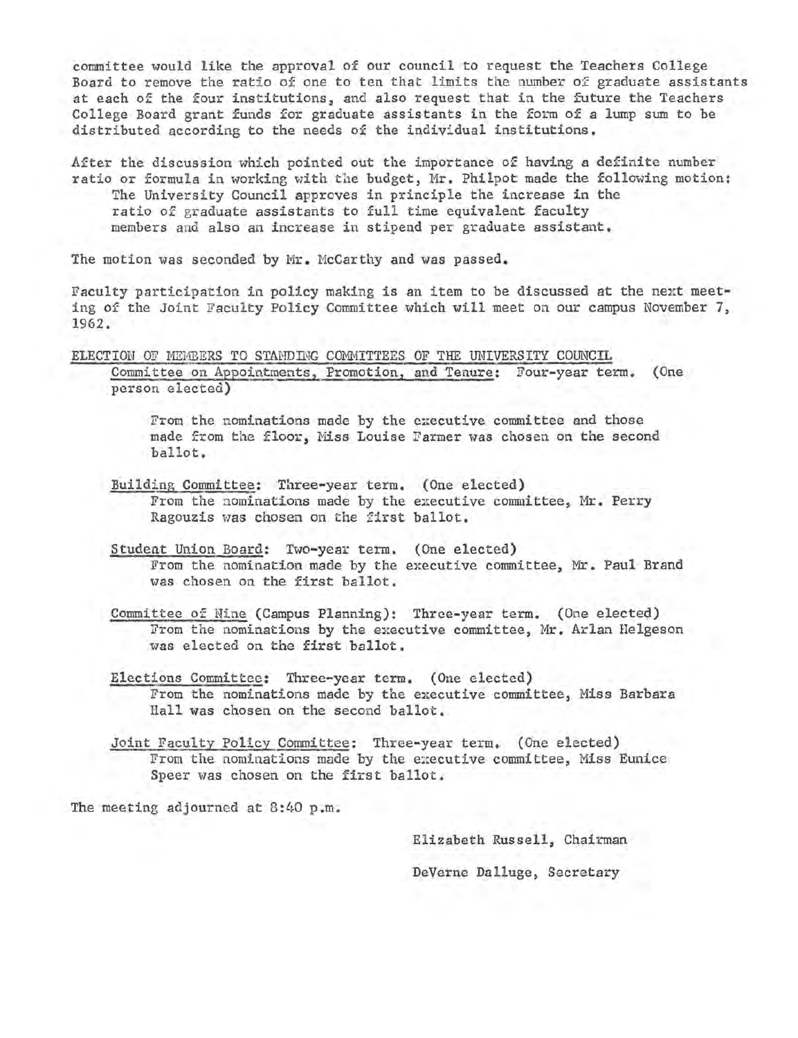committee would like the approval of our council to request the Teachers College Board to remove the ratio of one to ten that limits the number of graduate assistants at each of the four institutions, and also request that in the future the Teachers College Board grant funds for graduate assistants in the form of a lump sum to be distributed according to the needs of the individual institutions.

After the discussion which pointed out the importance of having a definite number ratio or formula in working with the budget, Mr. Philpot made the following motion:

> The University Council approves in principle the increase in the ratio of graduate assistants to full time equivalent faculty members and also an increase in stipend per graduate assistant.

The motion was seconded by Mr. McCarthy and was passed.

Faculty participation in policy making is an item to be discussed at the next meeting of the Joint Faculty Policy Committee which will meet on our campus November 7, 1962.

ELECTION OF MEMBERS TO STANDING COMMITTEES OF THE UNIVERSITY COUNCIL

Committee on Appointments, Promotion, and Tenure: Four-year term. (One person elected)

From the nominations made by the executive committee and those made from the floor, Miss Louise Farmer was chosen on the second ballot.

Building Committee: Three-year term. (One elected)
From the nominations made by the executive committee, Mr. Perry Ragouzis was chosen on the first ballot.

Student Union Board: Two-year term. (One elected)
From the nomination made by the executive committee, Mr. Paul Brand was chosen on the first ballot.

Committee of Nine (Campus Planning): Three-year term. (One elected)
From the nominations by the executive committee, Mr. Arlan Helgeson was elected on the first ballot.

Elections Committee: Three-year term. (One elected)
From the nominations made by the executive committee, Miss Barbara Hall was chosen on the second ballot.

Joint Faculty Policy Committee: Three-year term. (One elected)
From the nominations made by the executive committee, Miss Eunice Speer was chosen on the first ballot.

The meeting adjourned at 8:40 p.m.

Elizabeth Russell, Chairman

DeVerne Dalluge, Secretary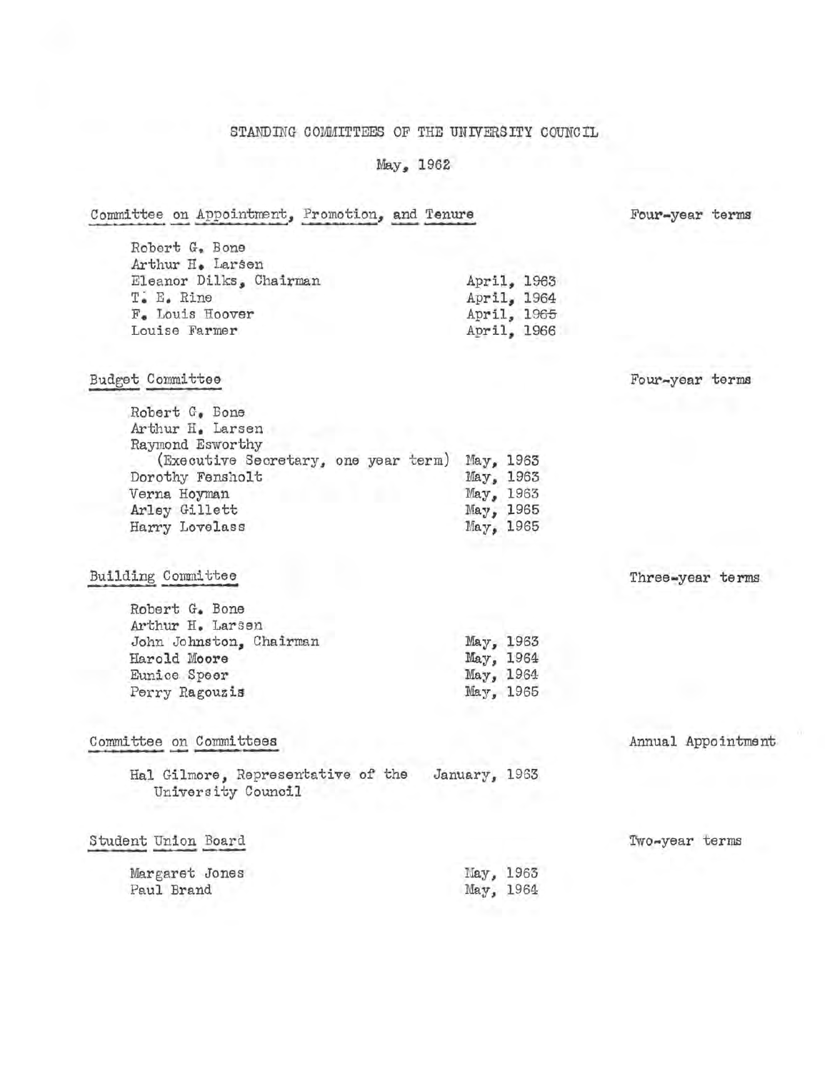# STANDING COMMITTEES OF THE UNIVERSITY COUNCIL

May, 1962

## Committee on Appointment, Promotion, and Tenure

Four-year terms

| Member | Term Expires |
|---|---|
| Robert G. Bone | |
| Arthur H. Larsen | |
| Eleanor Dilks, Chairman | April, 1963 |
| T. E. Rine | April, 1964 |
| F. Louis Hoover | April, 1965 |
| Louise Farmer | April, 1966 |

## Budget Committee

Four-year terms

| Member | Term Expires |
|---|---|
| Robert G. Bone | |
| Arthur H. Larsen | |
| Raymond Esworthy (Executive Secretary, one year term) | May, 1963 |
| Dorothy Fensholt | May, 1963 |
| Verna Hoyman | May, 1963 |
| Arley Gillett | May, 1965 |
| Harry Lovelass | May, 1965 |

## Building Committee

Three-year terms

| Member | Term Expires |
|---|---|
| Robert G. Bone | |
| Arthur H. Larsen | |
| John Johnston, Chairman | May, 1963 |
| Harold Moore | May, 1964 |
| Eunice Speer | May, 1964 |
| Perry Ragouzis | May, 1965 |

## Committee on Committees

Annual Appointment

| Member | Term Expires |
|---|---|
| Hal Gilmore, Representative of the University Council | January, 1963 |

## Student Union Board

Two-year terms

| Member | Term Expires |
|---|---|
| Margaret Jones | May, 1963 |
| Paul Brand | May, 1964 |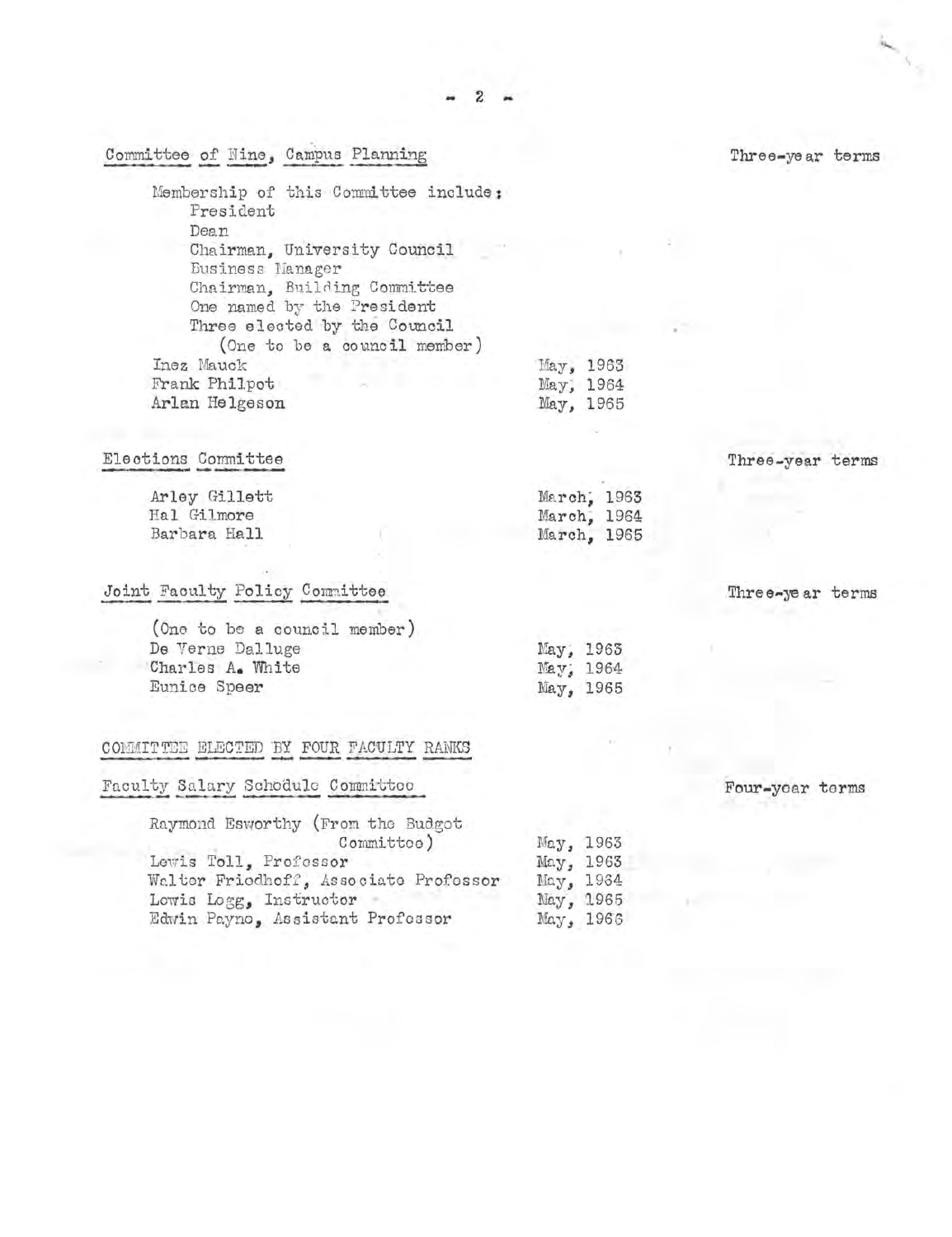## Committee of Nine, Campus Planning

Three-year terms

Membership of this Committee include:
- President
- Dean
- Chairman, University Council
- Business Manager
- Chairman, Building Committee
- One named by the President
- Three elected by the Council
  (One to be a council member)

| | |
|---|---|
| Inez Mauck | May, 1963 |
| Frank Philpot | May, 1964 |
| Arlan Helgeson | May, 1965 |

## Elections Committee

Three-year terms

| | |
|---|---|
| Arley Gillett | March, 1963 |
| Hal Gilmore | March, 1964 |
| Barbara Hall | March, 1965 |

## Joint Faculty Policy Committee

Three-year terms

(One to be a council member)

| | |
|---|---|
| De Verne Dalluge | May, 1963 |
| Charles A. White | May, 1964 |
| Eunice Speer | May, 1965 |

# COMMITTEE ELECTED BY FOUR FACULTY RANKS

## Faculty Salary Schedule Committee

Four-year terms

| | |
|---|---|
| Raymond Esworthy (From the Budget Committee) | May, 1963 |
| Lewis Toll, Professor | May, 1963 |
| Walter Friedhoff, Associate Professor | May, 1964 |
| Lewis Legg, Instructor | May, 1965 |
| Edwin Payne, Assistant Professor | May, 1966 |